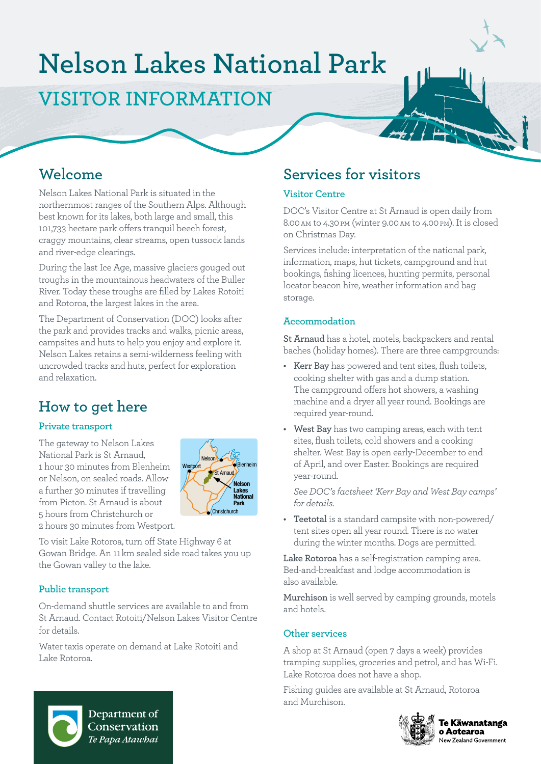# Nelson Lakes National Park

## VISITOR INFORMATION

## Welcome

Nelson Lakes National Park is situated in the northernmost ranges of the Southern Alps. Although best known for its lakes, both large and small, this 101,733 hectare park offers tranquil beech forest, craggy mountains, clear streams, open tussock lands and river-edge clearings.

During the last Ice Age, massive glaciers gouged out troughs in the mountainous headwaters of the Buller River. Today these troughs are filled by Lakes Rotoiti and Rotoroa, the largest lakes in the area.

The Department of Conservation (DOC) looks after the park and provides tracks and walks, picnic areas, campsites and huts to help you enjoy and explore it. Nelson Lakes retains a semi-wilderness feeling with uncrowded tracks and huts, perfect for exploration and relaxation.

## How to get here

### Private transport

The gateway to Nelson Lakes National Park is St Arnaud, 1 hour 30 minutes from Blenheim or Nelson, on sealed roads. Allow a further 30 minutes if travelling from Picton. St Arnaud is about 5 hours from Christchurch or 2 hours 30 minutes from Westport.

To visit Lake Rotoroa, turn off State Highway 6 at Gowan Bridge. An 11 km sealed side road takes you up the Gowan valley to the lake.

### Public transport

On-demand shuttle services are available to and from St Arnaud. Contact Rotoiti/Nelson Lakes Visitor Centre for details.

Water taxis operate on demand at Lake Rotoiti and Lake Rotoroa.

## Services for visitors

### Visitor Centre

DOC's Visitor Centre at St Arnaud is open daily from 8.00 AM to 4.30 PM (winter 9.00 AM to 4.00 PM). It is closed on Christmas Day.

Services include: interpretation of the national park, information, maps, hut tickets, campground and hut bookings, fishing licences, hunting permits, personal locator beacon hire, weather information and bag storage.

### Accommodation

**St Arnaud** has a hotel, motels, backpackers and rental baches (holiday homes). There are three campgrounds:

- **Kerr Bay** has powered and tent sites, flush toilets, cooking shelter with gas and a dump station. The campground offers hot showers, a washing machine and a dryer all year round. Bookings are required year-round.
- **West Bay** has two camping areas, each with tent sites, flush toilets, cold showers and a cooking shelter. West Bay is open early-December to end of April, and over Easter. Bookings are required year-round.

  *See DOC's factsheet 'Kerr Bay and West Bay camps' for details.*
- **Teetotal** is a standard campsite with non-powered/tent sites open all year round. There is no water during the winter months. Dogs are permitted.

**Lake Rotoroa** has a self-registration camping area. Bed-and-breakfast and lodge accommodation is also available.

**Murchison** is well served by camping grounds, motels and hotels.

### Other services

A shop at St Arnaud (open 7 days a week) provides tramping supplies, groceries and petrol, and has Wi-Fi. Lake Rotoroa does not have a shop.

Fishing guides are available at St Arnaud, Rotoroa and Murchison.

Department of Conservation *Te Papa Atawhai*

Te Kāwanatanga o Aotearoa New Zealand Government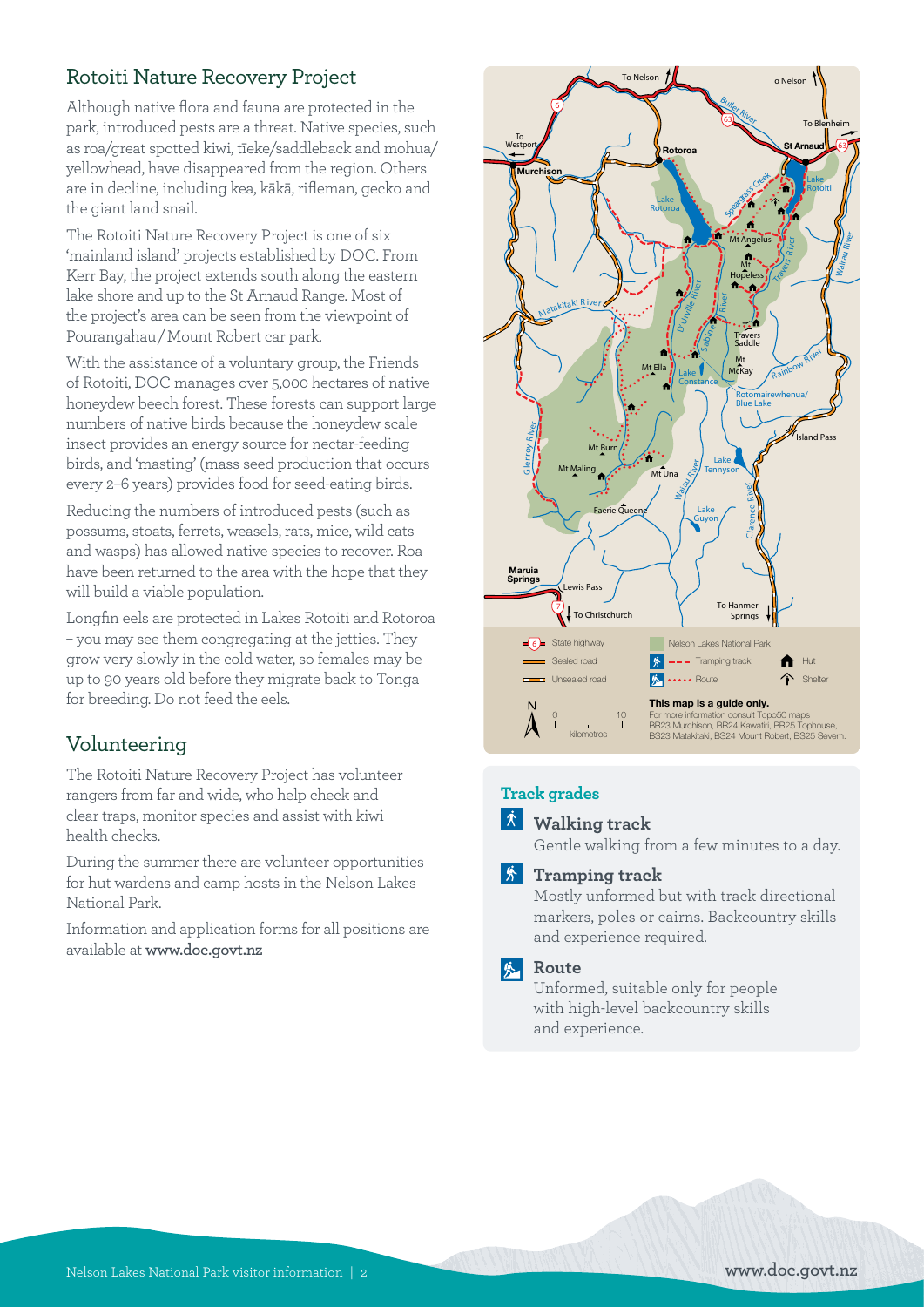## Rotoiti Nature Recovery Project

Although native flora and fauna are protected in the park, introduced pests are a threat. Native species, such as roa/great spotted kiwi, tīeke/saddleback and mohua/yellowhead, have disappeared from the region. Others are in decline, including kea, kākā, rifleman, gecko and the giant land snail.

The Rotoiti Nature Recovery Project is one of six 'mainland island' projects established by DOC. From Kerr Bay, the project extends south along the eastern lake shore and up to the St Arnaud Range. Most of the project's area can be seen from the viewpoint of Pourangahau / Mount Robert car park.

With the assistance of a voluntary group, the Friends of Rotoiti, DOC manages over 5,000 hectares of native honeydew beech forest. These forests can support large numbers of native birds because the honeydew scale insect provides an energy source for nectar-feeding birds, and 'masting' (mass seed production that occurs every 2–6 years) provides food for seed-eating birds.

Reducing the numbers of introduced pests (such as possums, stoats, ferrets, weasels, rats, mice, wild cats and wasps) has allowed native species to recover. Roa have been returned to the area with the hope that they will build a viable population.

Longfin eels are protected in Lakes Rotoiti and Rotoroa – you may see them congregating at the jetties. They grow very slowly in the cold water, so females may be up to 90 years old before they migrate back to Tonga for breeding. Do not feed the eels.

## Volunteering

The Rotoiti Nature Recovery Project has volunteer rangers from far and wide, who help check and clear traps, monitor species and assist with kiwi health checks.

During the summer there are volunteer opportunities for hut wardens and camp hosts in the Nelson Lakes National Park.

Information and application forms for all positions are available at **www.doc.govt.nz**

**This map is a guide only.**
For more information consult Topo50 maps BR23 Murchison, BR24 Kawatiri, BR25 Tophouse, BS23 Matakitaki, BS24 Mount Robert, BS25 Severn.

### Track grades

**Walking track**
Gentle walking from a few minutes to a day.

**Tramping track**
Mostly unformed but with track directional markers, poles or cairns. Backcountry skills and experience required.

**Route**
Unformed, suitable only for people with high-level backcountry skills and experience.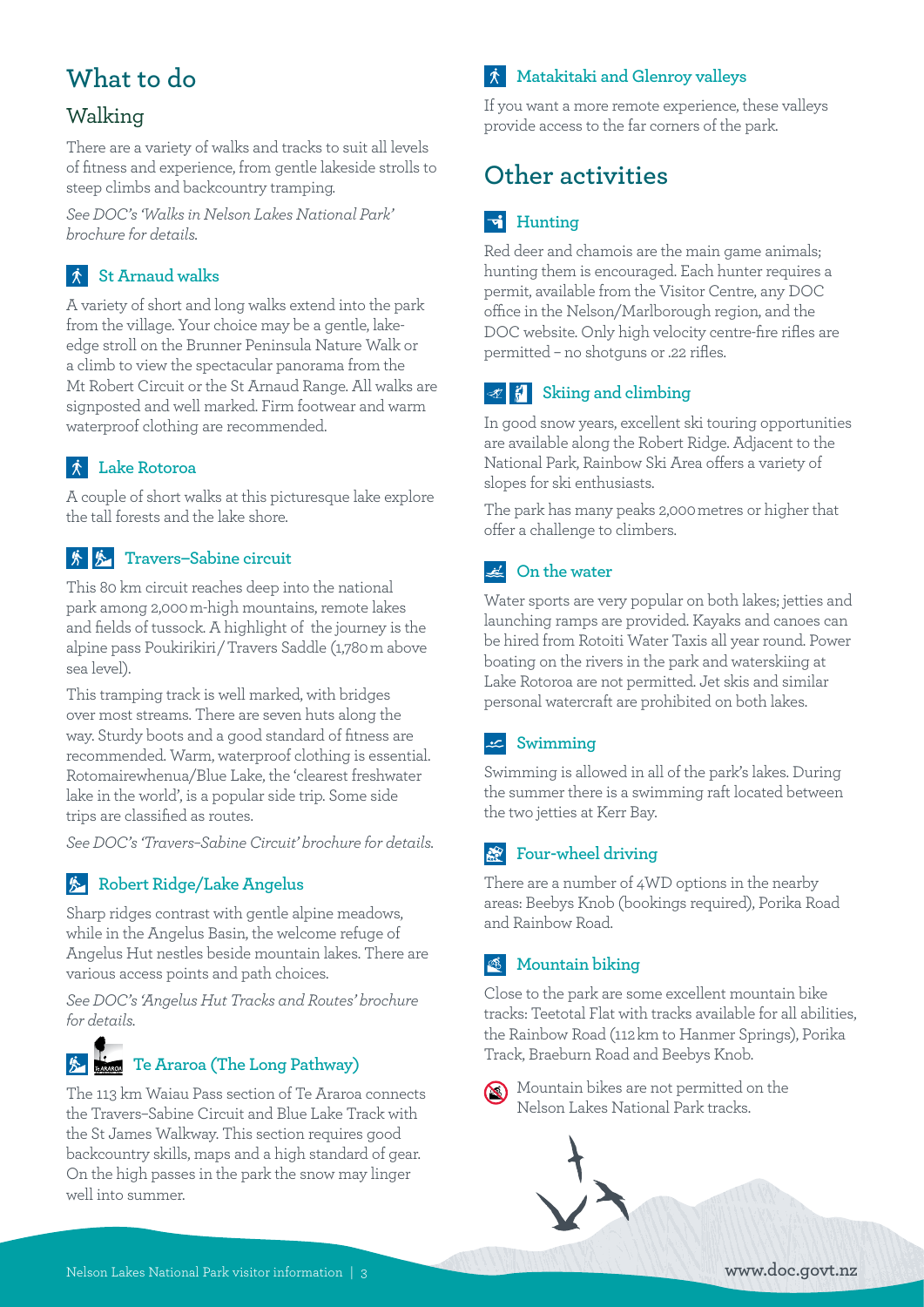# What to do

## Walking

There are a variety of walks and tracks to suit all levels of fitness and experience, from gentle lakeside strolls to steep climbs and backcountry tramping.

*See DOC's 'Walks in Nelson Lakes National Park' brochure for details.*

### St Arnaud walks

A variety of short and long walks extend into the park from the village. Your choice may be a gentle, lake-edge stroll on the Brunner Peninsula Nature Walk or a climb to view the spectacular panorama from the Mt Robert Circuit or the St Arnaud Range. All walks are signposted and well marked. Firm footwear and warm waterproof clothing are recommended.

### Lake Rotoroa

A couple of short walks at this picturesque lake explore the tall forests and the lake shore.

### Travers–Sabine circuit

This 80 km circuit reaches deep into the national park among 2,000 m-high mountains, remote lakes and fields of tussock. A highlight of the journey is the alpine pass Poukirikiri / Travers Saddle (1,780 m above sea level).

This tramping track is well marked, with bridges over most streams. There are seven huts along the way. Sturdy boots and a good standard of fitness are recommended. Warm, waterproof clothing is essential. Rotomairewhenua/Blue Lake, the 'clearest freshwater lake in the world', is a popular side trip. Some side trips are classified as routes.

*See DOC's 'Travers–Sabine Circuit' brochure for details.*

### Robert Ridge/Lake Angelus

Sharp ridges contrast with gentle alpine meadows, while in the Angelus Basin, the welcome refuge of Angelus Hut nestles beside mountain lakes. There are various access points and path choices.

*See DOC's 'Angelus Hut Tracks and Routes' brochure for details.*

### Te Araroa (The Long Pathway)

The 113 km Waiau Pass section of Te Araroa connects the Travers–Sabine Circuit and Blue Lake Track with the St James Walkway. This section requires good backcountry skills, maps and a high standard of gear. On the high passes in the park the snow may linger well into summer.

### Matakitaki and Glenroy valleys

If you want a more remote experience, these valleys provide access to the far corners of the park.

# Other activities

### Hunting

Red deer and chamois are the main game animals; hunting them is encouraged. Each hunter requires a permit, available from the Visitor Centre, any DOC office in the Nelson/Marlborough region, and the DOC website. Only high velocity centre-fire rifles are permitted – no shotguns or .22 rifles.

### Skiing and climbing

In good snow years, excellent ski touring opportunities are available along the Robert Ridge. Adjacent to the National Park, Rainbow Ski Area offers a variety of slopes for ski enthusiasts.

The park has many peaks 2,000 metres or higher that offer a challenge to climbers.

### On the water

Water sports are very popular on both lakes; jetties and launching ramps are provided. Kayaks and canoes can be hired from Rotoiti Water Taxis all year round. Power boating on the rivers in the park and waterskiing at Lake Rotoroa are not permitted. Jet skis and similar personal watercraft are prohibited on both lakes.

### Swimming

Swimming is allowed in all of the park's lakes. During the summer there is a swimming raft located between the two jetties at Kerr Bay.

### Four-wheel driving

There are a number of 4WD options in the nearby areas: Beebys Knob (bookings required), Porika Road and Rainbow Road.

### Mountain biking

Close to the park are some excellent mountain bike tracks: Teetotal Flat with tracks available for all abilities, the Rainbow Road (112 km to Hanmer Springs), Porika Track, Braeburn Road and Beebys Knob.

Mountain bikes are not permitted on the Nelson Lakes National Park tracks.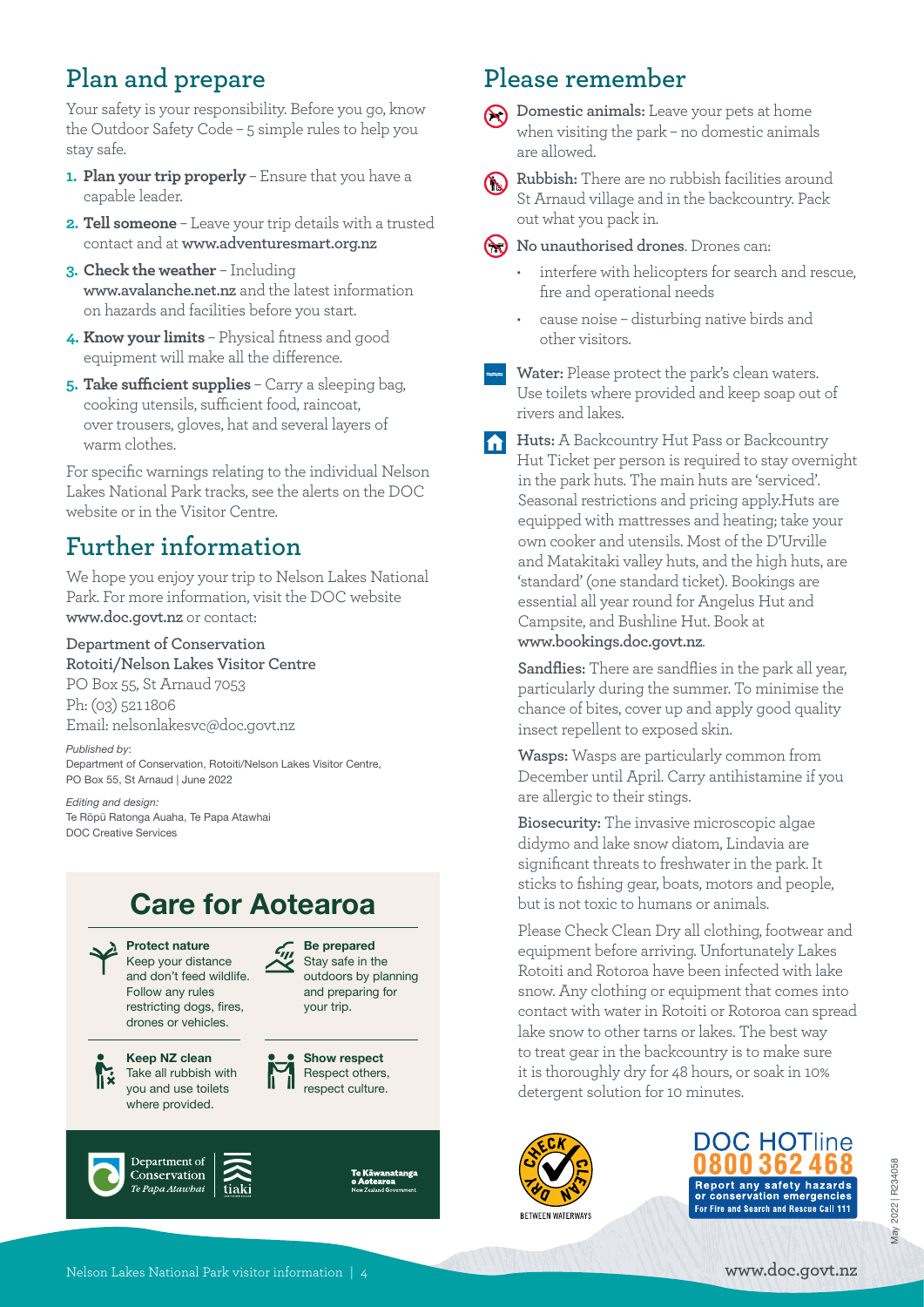## Plan and prepare

Your safety is your responsibility. Before you go, know the Outdoor Safety Code – 5 simple rules to help you stay safe.

1. **Plan your trip properly** – Ensure that you have a capable leader.
2. **Tell someone** – Leave your trip details with a trusted contact and at **www.adventuresmart.org.nz**
3. **Check the weather** – Including **www.avalanche.net.nz** and the latest information on hazards and facilities before you start.
4. **Know your limits** – Physical fitness and good equipment will make all the difference.
5. **Take sufficient supplies** – Carry a sleeping bag, cooking utensils, sufficient food, raincoat, over trousers, gloves, hat and several layers of warm clothes.

For specific warnings relating to the individual Nelson Lakes National Park tracks, see the alerts on the DOC website or in the Visitor Centre.

## Further information

We hope you enjoy your trip to Nelson Lakes National Park. For more information, visit the DOC website **www.doc.govt.nz** or contact:

**Department of Conservation**
**Rotoiti/Nelson Lakes Visitor Centre**
PO Box 55, St Arnaud 7053
Ph: (03) 521 1806
Email: nelsonlakesvc@doc.govt.nz

*Published by*:
Department of Conservation, Rotoiti/Nelson Lakes Visitor Centre, PO Box 55, St Arnaud | June 2022

*Editing and design:*
Te Rōpū Ratonga Auaha, Te Papa Atawhai
DOC Creative Services

## Care for Aotearoa

**Protect nature**
Keep your distance and don't feed wildlife. Follow any rules restricting dogs, fires, drones or vehicles.

**Be prepared**
Stay safe in the outdoors by planning and preparing for your trip.

**Keep NZ clean**
Take all rubbish with you and use toilets where provided.

**Show respect**
Respect others, respect culture.

Department of Conservation *Te Papa Atawhai* | tiaki | Te Kāwanatanga o Aotearoa New Zealand Government

## Please remember

**Domestic animals:** Leave your pets at home when visiting the park – no domestic animals are allowed.

**Rubbish:** There are no rubbish facilities around St Arnaud village and in the backcountry. Pack out what you pack in.

**No unauthorised drones**. Drones can:

- interfere with helicopters for search and rescue, fire and operational needs
- cause noise – disturbing native birds and other visitors.

**Water:** Please protect the park's clean waters. Use toilets where provided and keep soap out of rivers and lakes.

**Huts:** A Backcountry Hut Pass or Backcountry Hut Ticket per person is required to stay overnight in the park huts. The main huts are 'serviced'. Seasonal restrictions and pricing apply.Huts are equipped with mattresses and heating; take your own cooker and utensils. Most of the D'Urville and Matakitaki valley huts, and the high huts, are 'standard' (one standard ticket). Bookings are essential all year round for Angelus Hut and Campsite, and Bushline Hut. Book at **www.bookings.doc.govt.nz**.

**Sandflies:** There are sandflies in the park all year, particularly during the summer. To minimise the chance of bites, cover up and apply good quality insect repellent to exposed skin.

**Wasps:** Wasps are particularly common from December until April. Carry antihistamine if you are allergic to their stings.

**Biosecurity:** The invasive microscopic algae didymo and lake snow diatom, Lindavia are significant threats to freshwater in the park. It sticks to fishing gear, boats, motors and people, but is not toxic to humans or animals.

Please Check Clean Dry all clothing, footwear and equipment before arriving. Unfortunately Lakes Rotoiti and Rotoroa have been infected with lake snow. Any clothing or equipment that comes into contact with water in Rotoiti or Rotoroa can spread lake snow to other tarns or lakes. The best way to treat gear in the backcountry is to make sure it is thoroughly dry for 48 hours, or soak in 10% detergent solution for 10 minutes.

CHECK CLEAN DRY BETWEEN WATERWAYS

**DOC HOTline 0800 362 468**
Report any safety hazards or conservation emergencies
For Fire and Search and Rescue Call 111

May 2022 | R234058